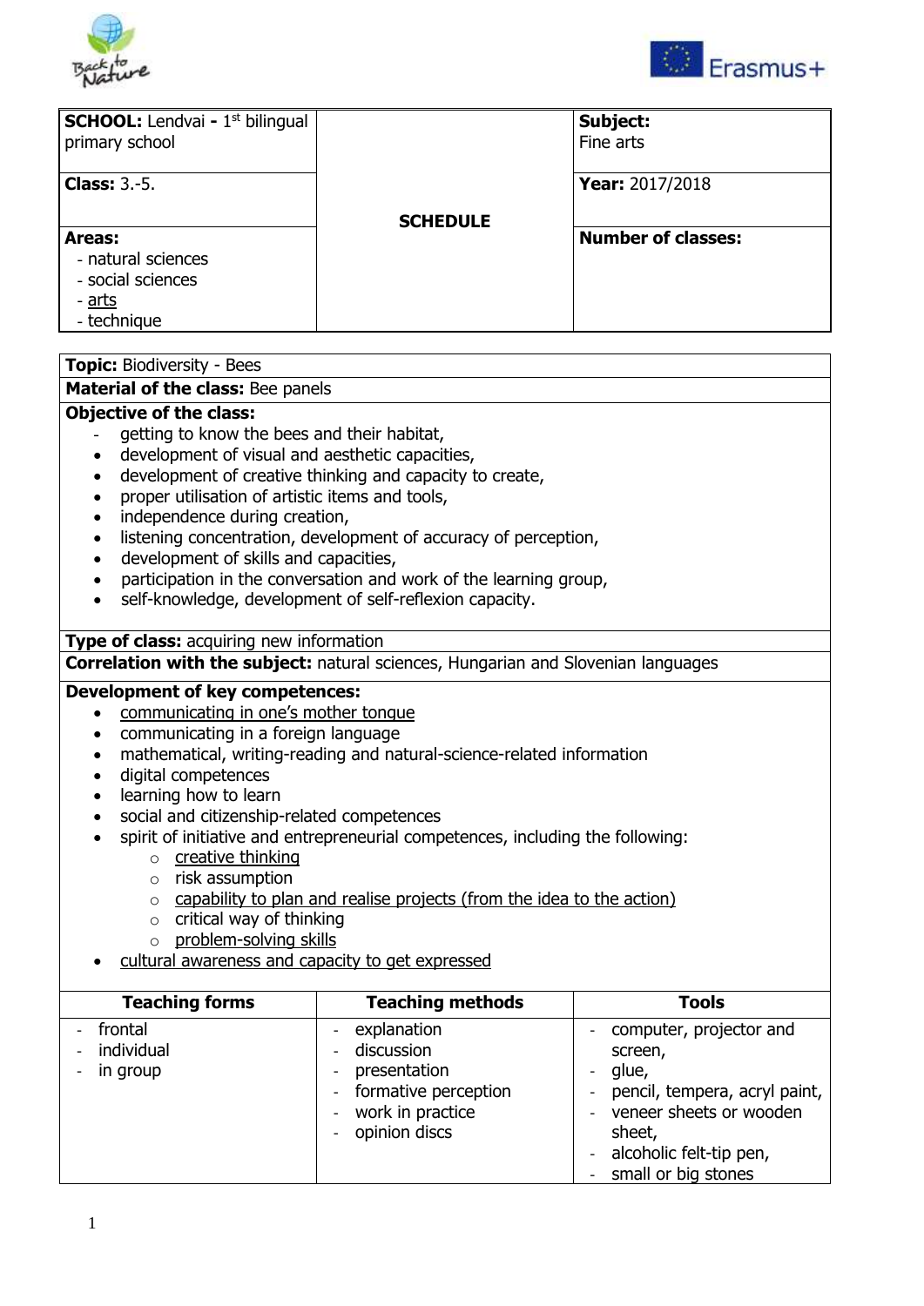| **SCHOOL:** Lendvai - 1st bilingual primary school | **SCHEDULE** | **Subject:** Fine arts |
|---|---|---|
| **Class:** 3.-5. | | **Year:** 2017/2018 |
| **Areas:**<br>- natural sciences<br>- social sciences<br>- <u>arts</u><br>- technique | | **Number of classes:** |

**Topic:** Biodiversity - Bees

**Material of the class:** Bee panels

**Objective of the class:**

- getting to know the bees and their habitat,
- development of visual and aesthetic capacities,
- development of creative thinking and capacity to create,
- proper utilisation of artistic items and tools,
- independence during creation,
- listening concentration, development of accuracy of perception,
- development of skills and capacities,
- participation in the conversation and work of the learning group,
- self-knowledge, development of self-reflexion capacity.

**Type of class:** acquiring new information

**Correlation with the subject:** natural sciences, Hungarian and Slovenian languages

**Development of key competences:**

- <u>communicating in one's mother tongue</u>
- communicating in a foreign language
- mathematical, writing-reading and natural-science-related information
- digital competences
- learning how to learn
- social and citizenship-related competences
- spirit of initiative and entrepreneurial competences, including the following:
  - <u>creative thinking</u>
  - risk assumption
  - <u>capability to plan and realise projects (from the idea to the action)</u>
  - critical way of thinking
  - <u>problem-solving skills</u>
- <u>cultural awareness and capacity to get expressed</u>

| Teaching forms | Teaching methods | Tools |
|---|---|---|
| - frontal<br>- individual<br>- in group | - explanation<br>- discussion<br>- presentation<br>- formative perception<br>- work in practice<br>- opinion discs | - computer, projector and screen,<br>- glue,<br>- pencil, tempera, acryl paint,<br>- veneer sheets or wooden sheet,<br>- alcoholic felt-tip pen,<br>- small or big stones |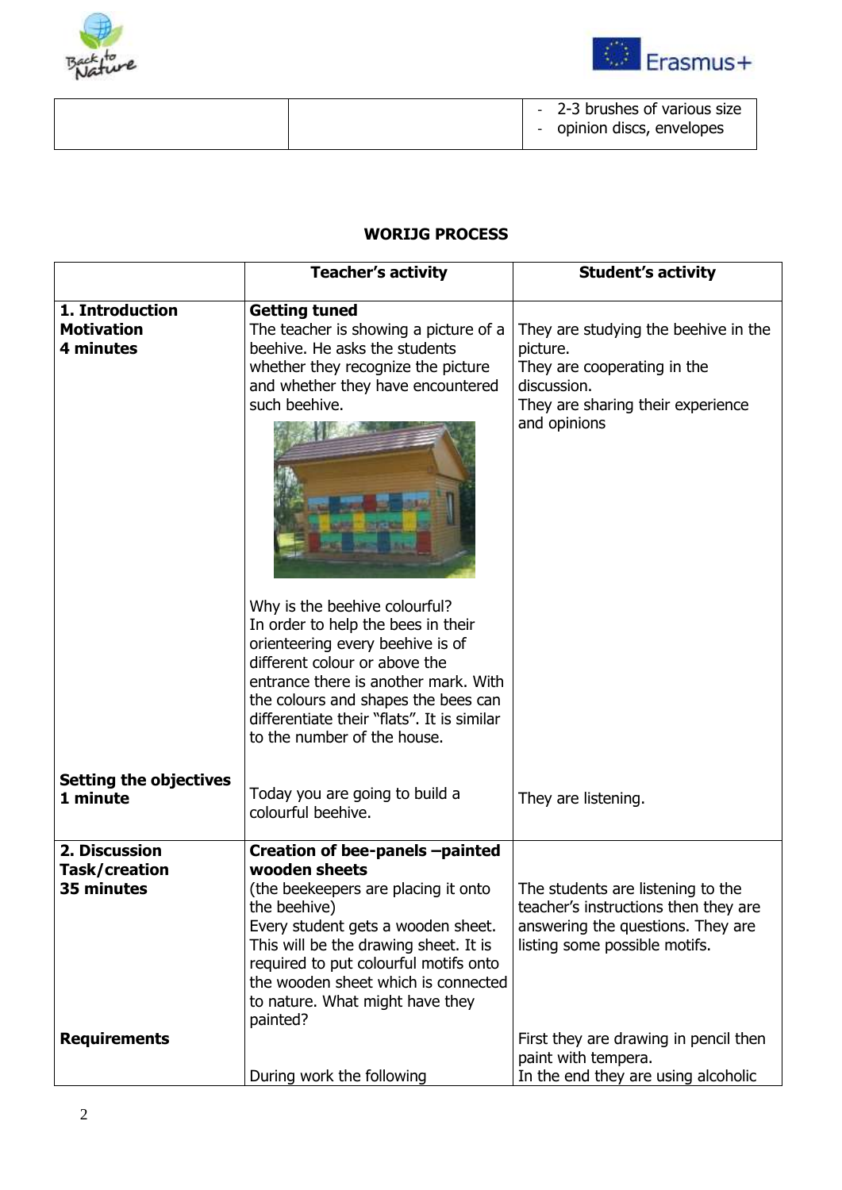| | | |
|---|---|---|
| | | - 2-3 brushes of various size<br>- opinion discs, envelopes |

**WORIJG PROCESS**

| | Teacher's activity | Student's activity |
|---|---|---|
| **1. Introduction**<br>**Motivation**<br>**4 minutes** | **Getting tuned**<br>The teacher is showing a picture of a beehive. He asks the students whether they recognize the picture and whether they have encountered such beehive.<br><br>Why is the beehive colourful?<br>In order to help the bees in their orienteering every beehive is of different colour or above the entrance there is another mark. With the colours and shapes the bees can differentiate their "flats". It is similar to the number of the house. | They are studying the beehive in the picture.<br>They are cooperating in the discussion.<br>They are sharing their experience and opinions |
| **Setting the objectives**<br>**1 minute** | Today you are going to build a colourful beehive. | They are listening. |
| **2. Discussion**<br>**Task/creation**<br>**35 minutes** | **Creation of bee-panels –painted wooden sheets**<br>(the beekeepers are placing it onto the beehive)<br>Every student gets a wooden sheet. This will be the drawing sheet. It is required to put colourful motifs onto the wooden sheet which is connected to nature. What might have they painted? | The students are listening to the teacher's instructions then they are answering the questions. They are listing some possible motifs. |
| **Requirements** | During work the following | First they are drawing in pencil then paint with tempera.<br>In the end they are using alcoholic |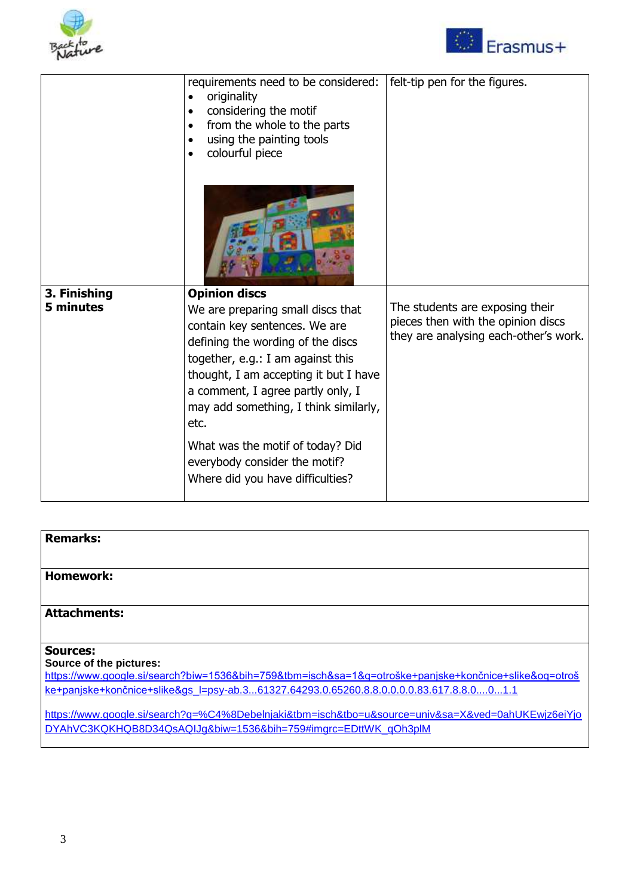| | | |
|---|---|---|
| | requirements need to be considered:<br>• originality<br>• considering the motif<br>• from the whole to the parts<br>• using the painting tools<br>• colourful piece | felt-tip pen for the figures. |
| **3. Finishing**<br>**5 minutes** | **Opinion discs**<br>We are preparing small discs that contain key sentences. We are defining the wording of the discs together, e.g.: I am against this thought, I am accepting it but I have a comment, I agree partly only, I may add something, I think similarly, etc.<br><br>What was the motif of today? Did everybody consider the motif? Where did you have difficulties? | The students are exposing their pieces then with the opinion discs they are analysing each-other's work. |

| |
|---|
| **Remarks:** |
| **Homework:** |
| **Attachments:** |
| **Sources:**<br>**Source of the pictures:**<br>https://www.google.si/search?biw=1536&bih=759&tbm=isch&sa=1&q=otroške+panjske+končnice+slike&oq=otroške+panjske+končnice+slike&gs_l=psy-ab.3...61327.64293.0.65260.8.8.0.0.0.0.83.617.8.8.0....0...1.1<br><br>https://www.google.si/search?q=%C4%8Debelnjaki&tbm=isch&tbo=u&source=univ&sa=X&ved=0ahUKEwjz6eiYjoDYAhVC3KQKHQB8D34QsAQIJg&biw=1536&bih=759#imgrc=EDttWK_qOh3plM |